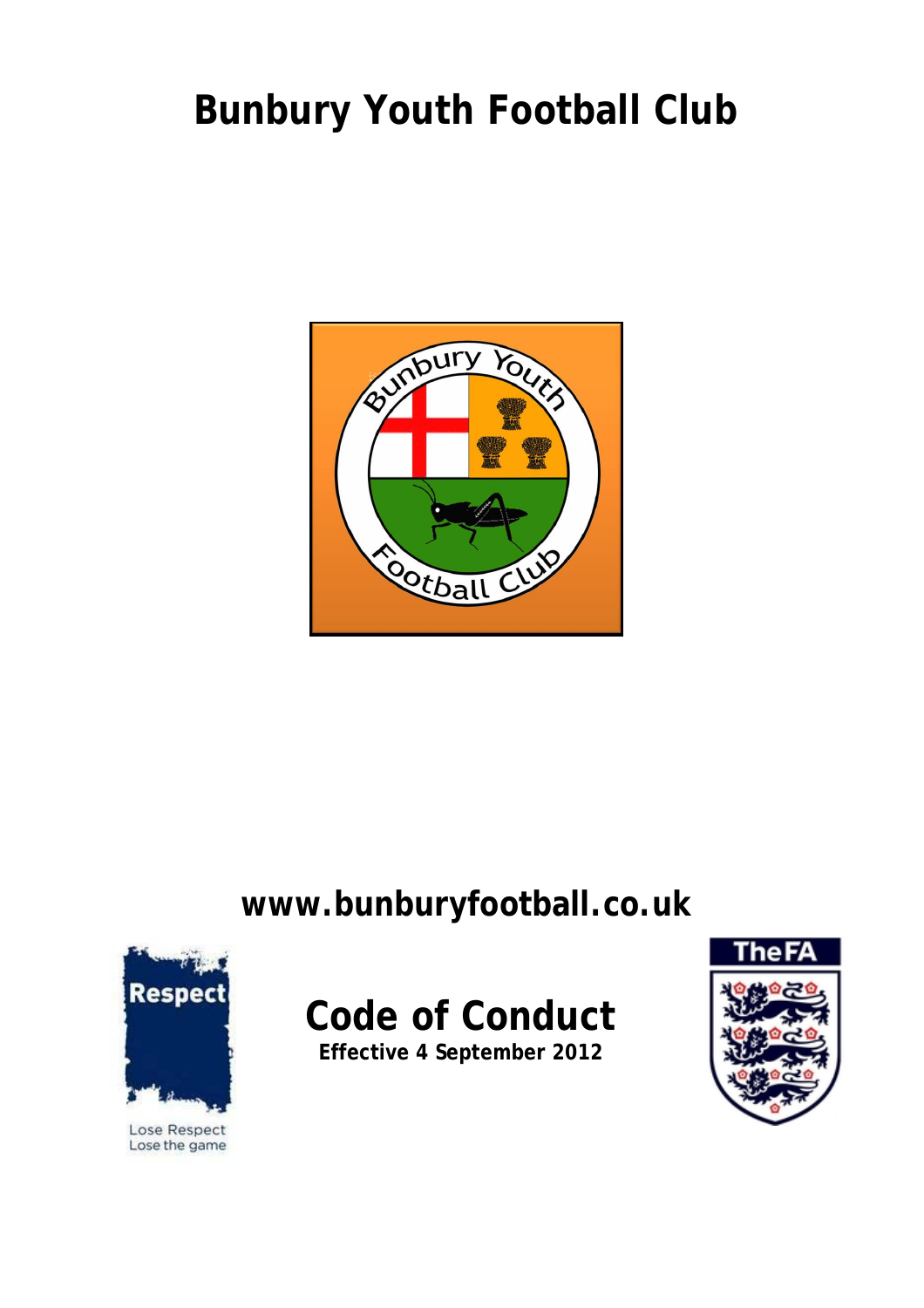# Bunbury Youth Football Club

**www.bunburyfootball.co.uk**

## Code of Conduct

**Effective 4 September 2012**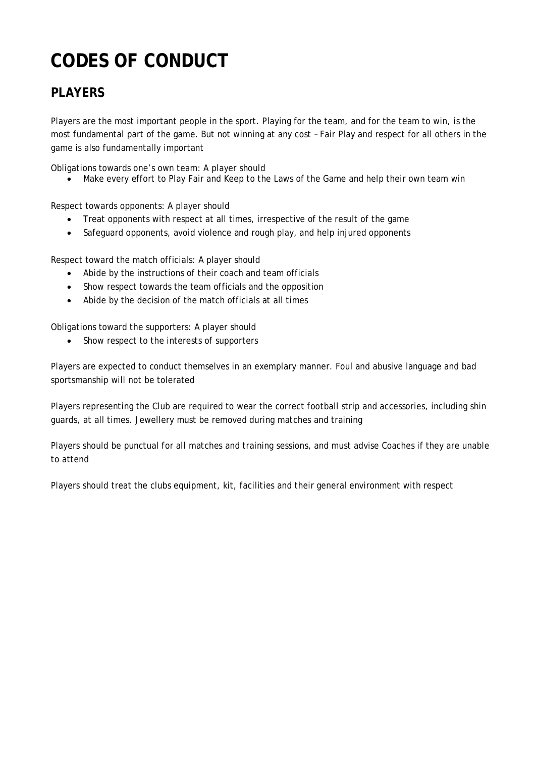# CODES OF CONDUCT

## PLAYERS

Players are the most important people in the sport. Playing for the team, and for the team to win, is the most fundamental part of the game. But not winning at any cost – Fair Play and respect for all others in the game is also fundamentally important

Obligations towards one's own team: A player should

- Make every effort to Play Fair and Keep to the Laws of the Game and help their own team win

Respect towards opponents: A player should

- Treat opponents with respect at all times, irrespective of the result of the game
- Safeguard opponents, avoid violence and rough play, and help injured opponents

Respect toward the match officials: A player should

- Abide by the instructions of their coach and team officials
- Show respect towards the team officials and the opposition
- Abide by the decision of the match officials at all times

Obligations toward the supporters: A player should

- Show respect to the interests of supporters

Players are expected to conduct themselves in an exemplary manner. Foul and abusive language and bad sportsmanship will not be tolerated

Players representing the Club are required to wear the correct football strip and accessories, including shin guards, at all times. Jewellery must be removed during matches and training

Players should be punctual for all matches and training sessions, and must advise Coaches if they are unable to attend

Players should treat the clubs equipment, kit, facilities and their general environment with respect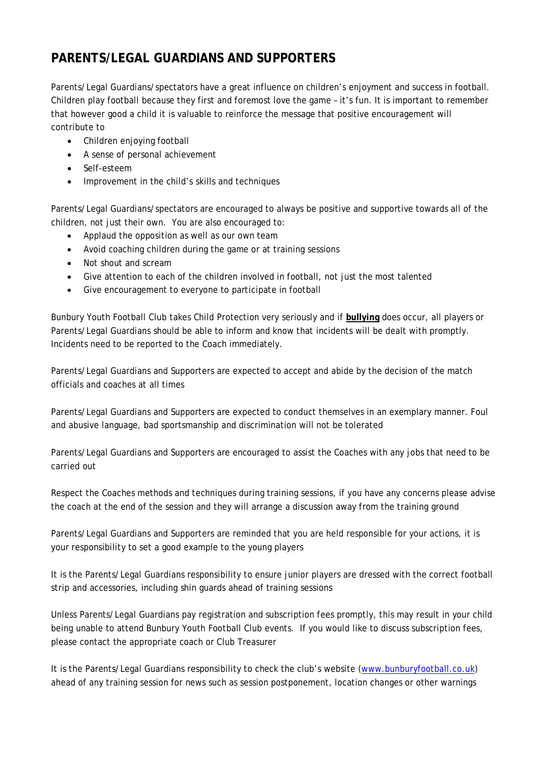## PARENTS/LEGAL GUARDIANS AND SUPPORTERS

Parents/Legal Guardians/spectators have a great influence on children's enjoyment and success in football. Children play football because they first and foremost love the game – it's fun. It is important to remember that however good a child it is valuable to reinforce the message that positive encouragement will contribute to

- Children enjoying football
- A sense of personal achievement
- Self-esteem
- Improvement in the child's skills and techniques

Parents/Legal Guardians/spectators are encouraged to always be positive and supportive towards all of the children, not just their own. You are also encouraged to:

- Applaud the opposition as well as our own team
- Avoid coaching children during the game or at training sessions
- Not shout and scream
- Give attention to each of the children involved in football, not just the most talented
- Give encouragement to everyone to participate in football

Bunbury Youth Football Club takes Child Protection very seriously and if **bullying** does occur, all players or Parents/Legal Guardians should be able to inform and know that incidents will be dealt with promptly. Incidents need to be reported to the Coach immediately.

Parents/Legal Guardians and Supporters are expected to accept and abide by the decision of the match officials and coaches at all times

Parents/Legal Guardians and Supporters are expected to conduct themselves in an exemplary manner. Foul and abusive language, bad sportsmanship and discrimination will not be tolerated

Parents/Legal Guardians and Supporters are encouraged to assist the Coaches with any jobs that need to be carried out

Respect the Coaches methods and techniques during training sessions, if you have any concerns please advise the coach at the end of the session and they will arrange a discussion away from the training ground

Parents/Legal Guardians and Supporters are reminded that you are held responsible for your actions, it is your responsibility to set a good example to the young players

It is the Parents/Legal Guardians responsibility to ensure junior players are dressed with the correct football strip and accessories, including shin guards ahead of training sessions

Unless Parents/Legal Guardians pay registration and subscription fees promptly, this may result in your child being unable to attend Bunbury Youth Football Club events. If you would like to discuss subscription fees, please contact the appropriate coach or Club Treasurer

It is the Parents/Legal Guardians responsibility to check the club's website ([www.bunburyfootball.co.uk](http://www.bunburyfootball.co.uk)) ahead of any training session for news such as session postponement, location changes or other warnings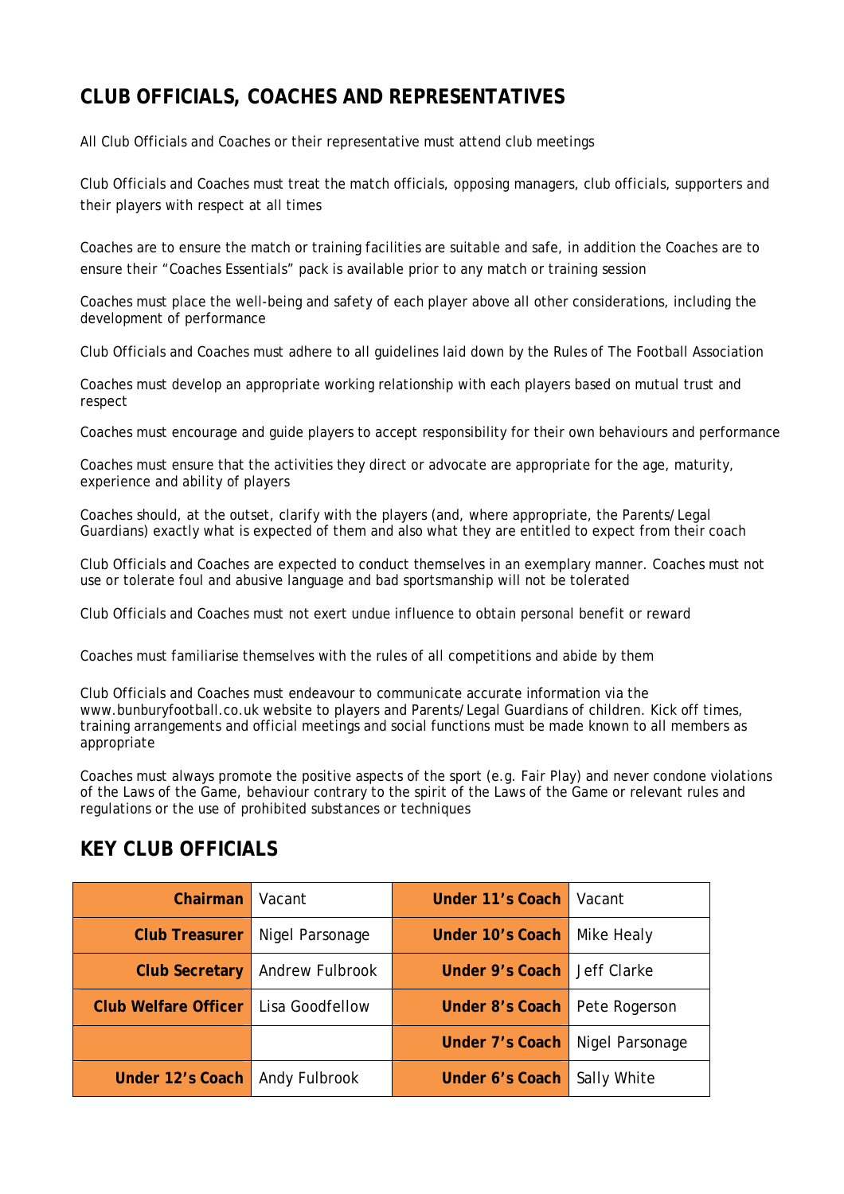## CLUB OFFICIALS, COACHES AND REPRESENTATIVES

All Club Officials and Coaches or their representative must attend club meetings

Club Officials and Coaches must treat the match officials, opposing managers, club officials, supporters and their players with respect at all times

Coaches are to ensure the match or training facilities are suitable and safe, in addition the Coaches are to ensure their "Coaches Essentials" pack is available prior to any match or training session

Coaches must place the well-being and safety of each player above all other considerations, including the development of performance

Club Officials and Coaches must adhere to all guidelines laid down by the Rules of The Football Association

Coaches must develop an appropriate working relationship with each players based on mutual trust and respect

Coaches must encourage and guide players to accept responsibility for their own behaviours and performance

Coaches must ensure that the activities they direct or advocate are appropriate for the age, maturity, experience and ability of players

Coaches should, at the outset, clarify with the players (and, where appropriate, the Parents/Legal Guardians) exactly what is expected of them and also what they are entitled to expect from their coach

Club Officials and Coaches are expected to conduct themselves in an exemplary manner. Coaches must not use or tolerate foul and abusive language and bad sportsmanship will not be tolerated

Club Officials and Coaches must not exert undue influence to obtain personal benefit or reward

Coaches must familiarise themselves with the rules of all competitions and abide by them

Club Officials and Coaches must endeavour to communicate accurate information via the www.bunburyfootball.co.uk website to players and Parents/Legal Guardians of children. Kick off times, training arrangements and official meetings and social functions must be made known to all members as appropriate

Coaches must always promote the positive aspects of the sport (e.g. Fair Play) and never condone violations of the Laws of the Game, behaviour contrary to the spirit of the Laws of the Game or relevant rules and regulations or the use of prohibited substances or techniques

## KEY CLUB OFFICIALS

| | | | |
|---|---|---|---|
| **Chairman** | Vacant | **Under 11's Coach** | Vacant |
| **Club Treasurer** | Nigel Parsonage | **Under 10's Coach** | Mike Healy |
| **Club Secretary** | Andrew Fulbrook | **Under 9's Coach** | Jeff Clarke |
| **Club Welfare Officer** | Lisa Goodfellow | **Under 8's Coach** | Pete Rogerson |
| | | **Under 7's Coach** | Nigel Parsonage |
| **Under 12's Coach** | Andy Fulbrook | **Under 6's Coach** | Sally White |